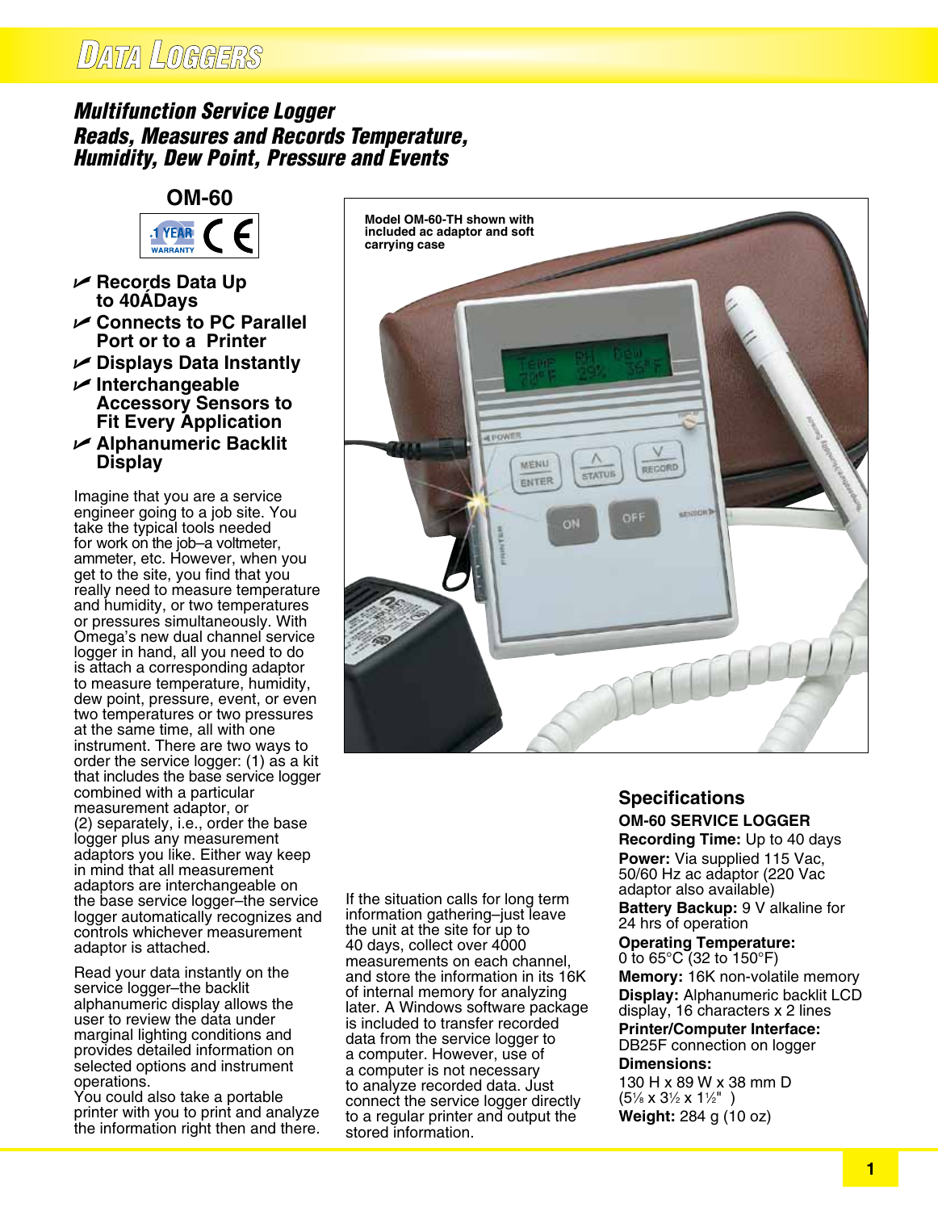# Data Loggers

## Multifunction Service Logger
## Reads, Measures and Records Temperature, Humidity, Dew Point, Pressure and Events

### OM-60

- Records Data Up to 40ÁDays
- Connects to PC Parallel Port or to a Printer
- Displays Data Instantly
- Interchangeable Accessory Sensors to Fit Every Application
- Alphanumeric Backlit Display

Imagine that you are a service engineer going to a job site. You take the typical tools needed for work on the job–a voltmeter, ammeter, etc. However, when you get to the site, you find that you really need to measure temperature and humidity, or two temperatures or pressures simultaneously. With Omega's new dual channel service logger in hand, all you need to do is attach a corresponding adaptor to measure temperature, humidity, dew point, pressure, event, or even two temperatures or two pressures at the same time, all with one instrument. There are two ways to order the service logger: (1) as a kit that includes the base service logger combined with a particular measurement adaptor, or (2) separately, i.e., order the base logger plus any measurement adaptors you like. Either way keep in mind that all measurement adaptors are interchangeable on the base service logger–the service logger automatically recognizes and controls whichever measurement adaptor is attached.

Read your data instantly on the service logger–the backlit alphanumeric display allows the user to review the data under marginal lighting conditions and provides detailed information on selected options and instrument operations.
You could also take a portable printer with you to print and analyze the information right then and there.

Model OM-60-TH shown with included ac adaptor and soft carrying case

If the situation calls for long term information gathering–just leave the unit at the site for up to 40 days, collect over 4000 measurements on each channel, and store the information in its 16K of internal memory for analyzing later. A Windows software package is included to transfer recorded data from the service logger to a computer. However, use of a computer is not necessary to analyze recorded data. Just connect the service logger directly to a regular printer and output the stored information.

## Specifications

**OM-60 SERVICE LOGGER**

**Recording Time:** Up to 40 days

**Power:** Via supplied 115 Vac, 50/60 Hz ac adaptor (220 Vac adaptor also available)

**Battery Backup:** 9 V alkaline for 24 hrs of operation

**Operating Temperature:** 0 to 65°C (32 to 150°F)

**Memory:** 16K non-volatile memory

**Display:** Alphanumeric backlit LCD display, 16 characters x 2 lines

**Printer/Computer Interface:** DB25F connection on logger

**Dimensions:**
130 H x 89 W x 38 mm D (5⅛ x 3½ x 1½")

**Weight:** 284 g (10 oz)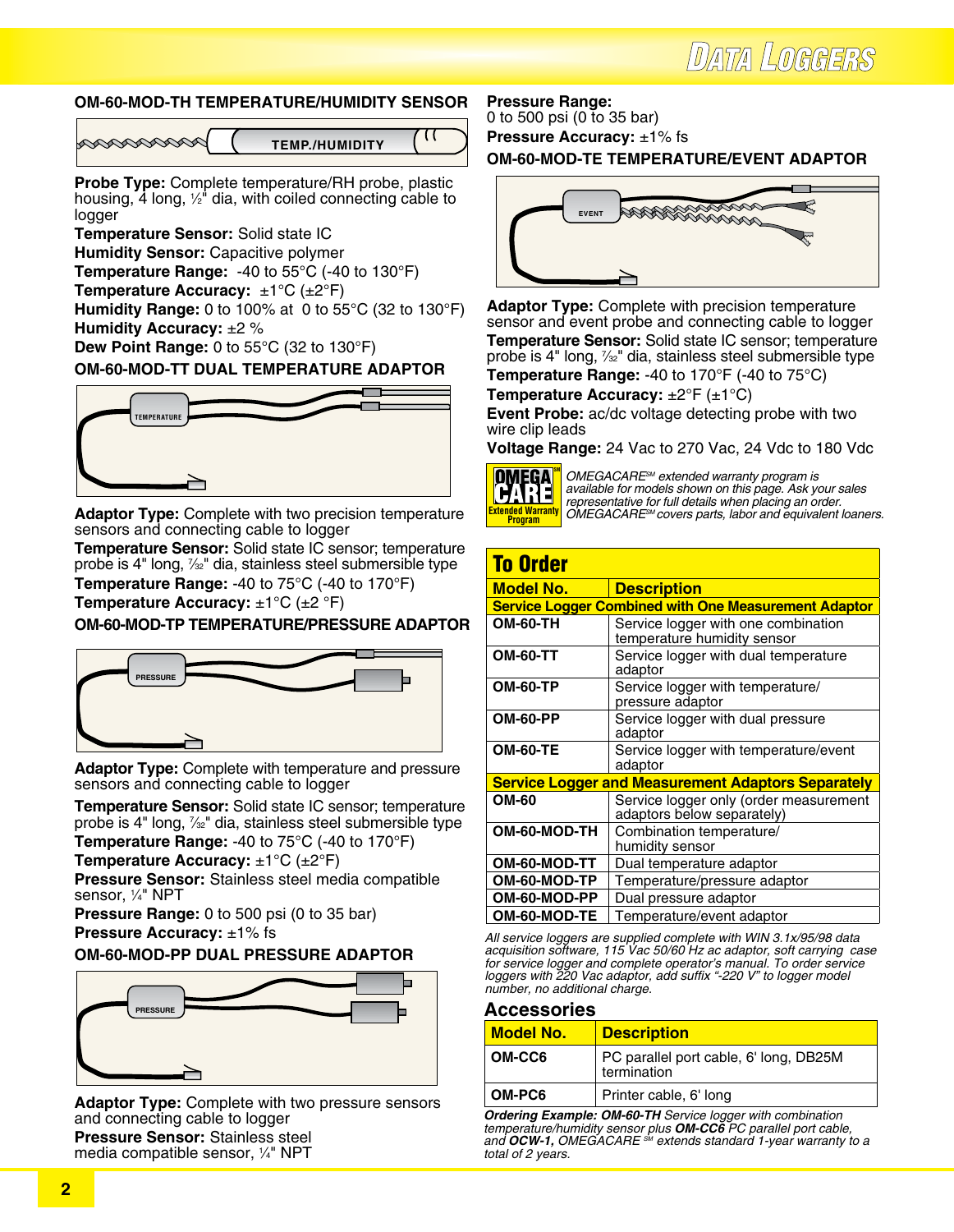## OM-60-MOD-TH TEMPERATURE/HUMIDITY SENSOR

TEMP./HUMIDITY

**Probe Type:** Complete temperature/RH probe, plastic housing, 4 long, ½" dia, with coiled connecting cable to logger
**Temperature Sensor:** Solid state IC
**Humidity Sensor:** Capacitive polymer
**Temperature Range:** -40 to 55°C (-40 to 130°F)
**Temperature Accuracy:** ±1°C (±2°F)
**Humidity Range:** 0 to 100% at 0 to 55°C (32 to 130°F)
**Humidity Accuracy:** ±2 %
**Dew Point Range:** 0 to 55°C (32 to 130°F)

## OM-60-MOD-TT DUAL TEMPERATURE ADAPTOR

TEMPERATURE

**Adaptor Type:** Complete with two precision temperature sensors and connecting cable to logger
**Temperature Sensor:** Solid state IC sensor; temperature probe is 4" long, 7⁄32" dia, stainless steel submersible type
**Temperature Range:** -40 to 75°C (-40 to 170°F)
**Temperature Accuracy:** ±1°C (±2 °F)

## OM-60-MOD-TP TEMPERATURE/PRESSURE ADAPTOR

PRESSURE

**Adaptor Type:** Complete with temperature and pressure sensors and connecting cable to logger
**Temperature Sensor:** Solid state IC sensor; temperature probe is 4" long, 7⁄32" dia, stainless steel submersible type
**Temperature Range:** -40 to 75°C (-40 to 170°F)
**Temperature Accuracy:** ±1°C (±2°F)
**Pressure Sensor:** Stainless steel media compatible sensor, ¼" NPT
**Pressure Range:** 0 to 500 psi (0 to 35 bar)
**Pressure Accuracy:** ±1% fs

## OM-60-MOD-PP DUAL PRESSURE ADAPTOR

PRESSURE

**Adaptor Type:** Complete with two pressure sensors and connecting cable to logger
**Pressure Sensor:** Stainless steel media compatible sensor, ¼" NPT
**Pressure Range:** 0 to 500 psi (0 to 35 bar)
**Pressure Accuracy:** ±1% fs

## OM-60-MOD-TE TEMPERATURE/EVENT ADAPTOR

EVENT

**Adaptor Type:** Complete with precision temperature sensor and event probe and connecting cable to logger
**Temperature Sensor:** Solid state IC sensor; temperature probe is 4" long, 7⁄32" dia, stainless steel submersible type
**Temperature Range:** -40 to 170°F (-40 to 75°C)
**Temperature Accuracy:** ±2°F (±1°C)
**Event Probe:** ac/dc voltage detecting probe with two wire clip leads
**Voltage Range:** 24 Vac to 270 Vac, 24 Vdc to 180 Vdc

OMEGA CARE[SM] Extended Warranty Program

*OMEGACARE[SM] extended warranty program is available for models shown on this page. Ask your sales representative for full details when placing an order. OMEGACARE[SM] covers parts, labor and equivalent loaners.*

## To Order

| Model No. | Description |
|---|---|
| **Service Logger Combined with One Measurement Adaptor** | |
| **OM-60-TH** | Service logger with one combination temperature humidity sensor |
| **OM-60-TT** | Service logger with dual temperature adaptor |
| **OM-60-TP** | Service logger with temperature/ pressure adaptor |
| **OM-60-PP** | Service logger with dual pressure adaptor |
| **OM-60-TE** | Service logger with temperature/event adaptor |
| **Service Logger and Measurement Adaptors Separately** | |
| **OM-60** | Service logger only (order measurement adaptors below separately) |
| **OM-60-MOD-TH** | Combination temperature/ humidity sensor |
| **OM-60-MOD-TT** | Dual temperature adaptor |
| **OM-60-MOD-TP** | Temperature/pressure adaptor |
| **OM-60-MOD-PP** | Dual pressure adaptor |
| **OM-60-MOD-TE** | Temperature/event adaptor |

*All service loggers are supplied complete with WIN 3.1x/95/98 data acquisition software, 115 Vac 50/60 Hz ac adaptor, soft carrying case for service logger and complete operator's manual. To order service loggers with 220 Vac adaptor, add suffix "-220 V" to logger model number, no additional charge.*

## Accessories

| Model No. | Description |
|---|---|
| **OM-CC6** | PC parallel port cable, 6' long, DB25M termination |
| **OM-PC6** | Printer cable, 6' long |

***Ordering Example:*** ***OM-60-TH*** *Service logger with combination temperature/humidity sensor plus* ***OM-CC6*** *PC parallel port cable, and* ***OCW-1,*** *OMEGACARE[SM] extends standard 1-year warranty to a total of 2 years.*